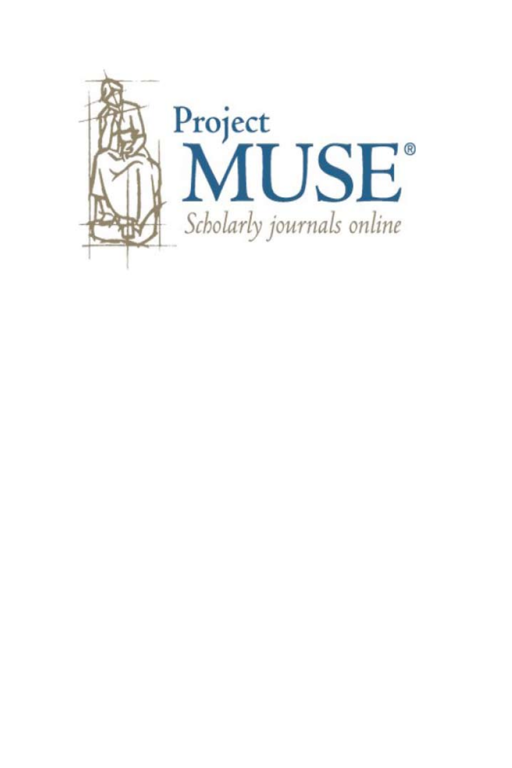Project

MUSE®

*Scholarly journals online*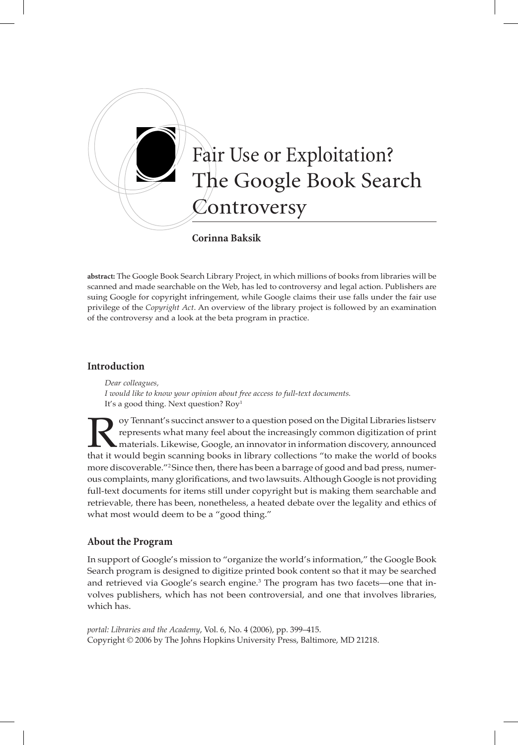# Fair Use or Exploitation? The Google Book Search Controversy

**Corinna Baksik**

**abstract:** The Google Book Search Library Project, in which millions of books from libraries will be scanned and made searchable on the Web, has led to controversy and legal action. Publishers are suing Google for copyright infringement, while Google claims their use falls under the fair use privilege of the *Copyright Act*. An overview of the library project is followed by an examination of the controversy and a look at the beta program in practice.

## Introduction

> *Dear colleagues,*
> *I would like to know your opinion about free access to full-text documents.*
> It's a good thing. Next question? Roy[1]

Roy Tennant's succinct answer to a question posed on the Digital Libraries listserv represents what many feel about the increasingly common digitization of print materials. Likewise, Google, an innovator in information discovery, announced that it would begin scanning books in library collections "to make the world of books more discoverable."[2] Since then, there has been a barrage of good and bad press, numerous complaints, many glorifications, and two lawsuits. Although Google is not providing full-text documents for items still under copyright but is making them searchable and retrievable, there has been, nonetheless, a heated debate over the legality and ethics of what most would deem to be a "good thing."

## About the Program

In support of Google's mission to "organize the world's information," the Google Book Search program is designed to digitize printed book content so that it may be searched and retrieved via Google's search engine.[3] The program has two facets—one that involves publishers, which has not been controversial, and one that involves libraries, which has.

*portal: Libraries and the Academy*, Vol. 6, No. 4 (2006), pp. 399–415.
Copyright © 2006 by The Johns Hopkins University Press, Baltimore, MD 21218.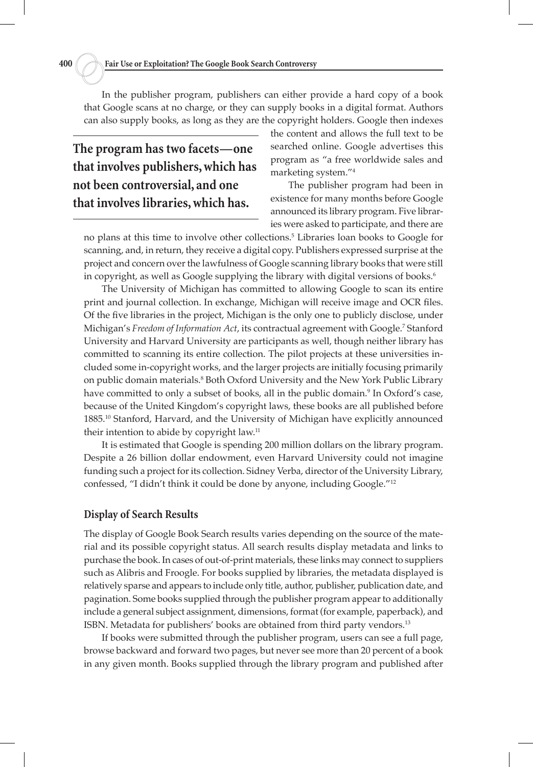In the publisher program, publishers can either provide a hard copy of a book that Google scans at no charge, or they can supply books in a digital format. Authors can also supply books, as long as they are the copyright holders. Google then indexes the content and allows the full text to be searched online. Google advertises this program as "a free worldwide sales and marketing system."[4]

**The program has two facets—one that involves publishers, which has not been controversial, and one that involves libraries, which has.**

The publisher program had been in existence for many months before Google announced its library program. Five libraries were asked to participate, and there are no plans at this time to involve other collections.[5] Libraries loan books to Google for scanning, and, in return, they receive a digital copy. Publishers expressed surprise at the project and concern over the lawfulness of Google scanning library books that were still in copyright, as well as Google supplying the library with digital versions of books.[6]

The University of Michigan has committed to allowing Google to scan its entire print and journal collection. In exchange, Michigan will receive image and OCR files. Of the five libraries in the project, Michigan is the only one to publicly disclose, under Michigan's *Freedom of Information Act*, its contractual agreement with Google.[7] Stanford University and Harvard University are participants as well, though neither library has committed to scanning its entire collection. The pilot projects at these universities included some in-copyright works, and the larger projects are initially focusing primarily on public domain materials.[8] Both Oxford University and the New York Public Library have committed to only a subset of books, all in the public domain.[9] In Oxford's case, because of the United Kingdom's copyright laws, these books are all published before 1885.[10] Stanford, Harvard, and the University of Michigan have explicitly announced their intention to abide by copyright law.[11]

It is estimated that Google is spending 200 million dollars on the library program. Despite a 26 billion dollar endowment, even Harvard University could not imagine funding such a project for its collection. Sidney Verba, director of the University Library, confessed, "I didn't think it could be done by anyone, including Google."[12]

## Display of Search Results

The display of Google Book Search results varies depending on the source of the material and its possible copyright status. All search results display metadata and links to purchase the book. In cases of out-of-print materials, these links may connect to suppliers such as Alibris and Froogle. For books supplied by libraries, the metadata displayed is relatively sparse and appears to include only title, author, publisher, publication date, and pagination. Some books supplied through the publisher program appear to additionally include a general subject assignment, dimensions, format (for example, paperback), and ISBN. Metadata for publishers' books are obtained from third party vendors.[13]

If books were submitted through the publisher program, users can see a full page, browse backward and forward two pages, but never see more than 20 percent of a book in any given month. Books supplied through the library program and published after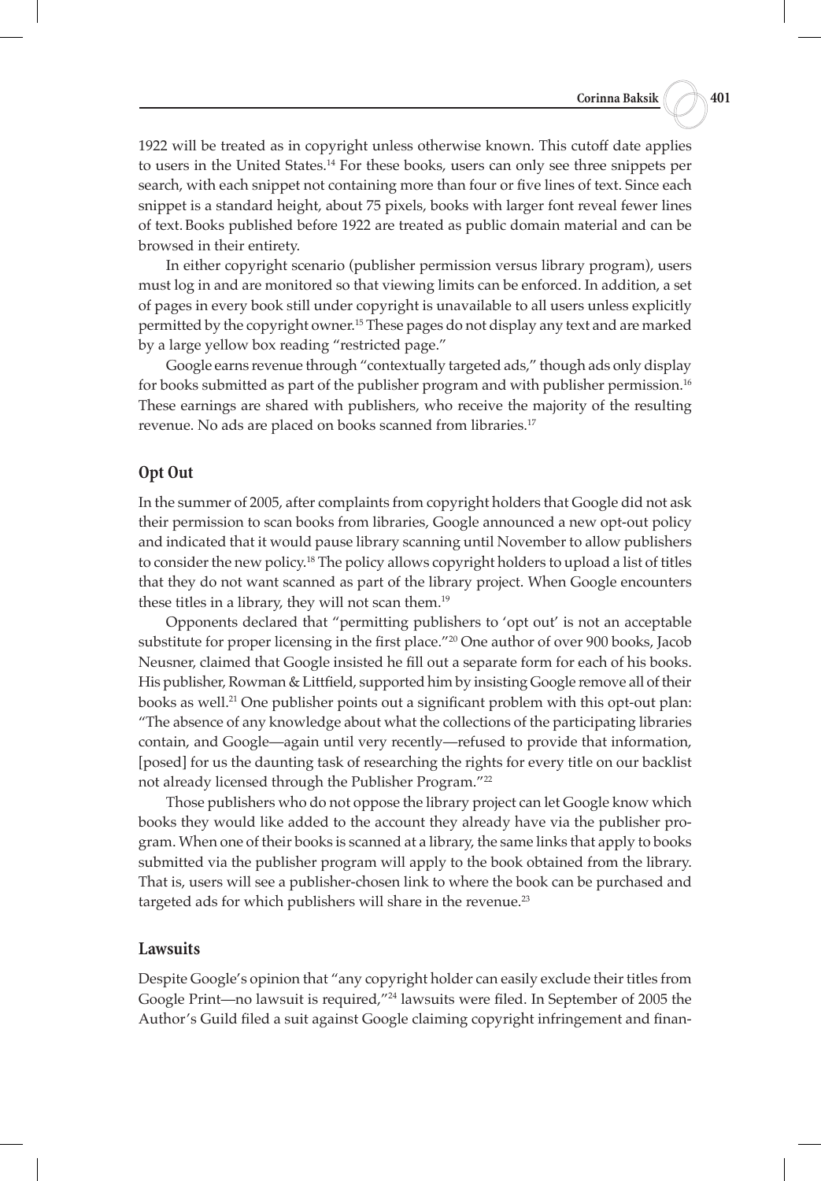1922 will be treated as in copyright unless otherwise known. This cutoff date applies to users in the United States.[14] For these books, users can only see three snippets per search, with each snippet not containing more than four or five lines of text. Since each snippet is a standard height, about 75 pixels, books with larger font reveal fewer lines of text. Books published before 1922 are treated as public domain material and can be browsed in their entirety.

In either copyright scenario (publisher permission versus library program), users must log in and are monitored so that viewing limits can be enforced. In addition, a set of pages in every book still under copyright is unavailable to all users unless explicitly permitted by the copyright owner.[15] These pages do not display any text and are marked by a large yellow box reading "restricted page."

Google earns revenue through "contextually targeted ads," though ads only display for books submitted as part of the publisher program and with publisher permission.[16] These earnings are shared with publishers, who receive the majority of the resulting revenue. No ads are placed on books scanned from libraries.[17]

## Opt Out

In the summer of 2005, after complaints from copyright holders that Google did not ask their permission to scan books from libraries, Google announced a new opt-out policy and indicated that it would pause library scanning until November to allow publishers to consider the new policy.[18] The policy allows copyright holders to upload a list of titles that they do not want scanned as part of the library project. When Google encounters these titles in a library, they will not scan them.[19]

Opponents declared that "permitting publishers to 'opt out' is not an acceptable substitute for proper licensing in the first place."[20] One author of over 900 books, Jacob Neusner, claimed that Google insisted he fill out a separate form for each of his books. His publisher, Rowman & Littfield, supported him by insisting Google remove all of their books as well.[21] One publisher points out a significant problem with this opt-out plan: "The absence of any knowledge about what the collections of the participating libraries contain, and Google—again until very recently—refused to provide that information, [posed] for us the daunting task of researching the rights for every title on our backlist not already licensed through the Publisher Program."[22]

Those publishers who do not oppose the library project can let Google know which books they would like added to the account they already have via the publisher program. When one of their books is scanned at a library, the same links that apply to books submitted via the publisher program will apply to the book obtained from the library. That is, users will see a publisher-chosen link to where the book can be purchased and targeted ads for which publishers will share in the revenue.[23]

## Lawsuits

Despite Google's opinion that "any copyright holder can easily exclude their titles from Google Print—no lawsuit is required,"[24] lawsuits were filed. In September of 2005 the Author's Guild filed a suit against Google claiming copyright infringement and finan-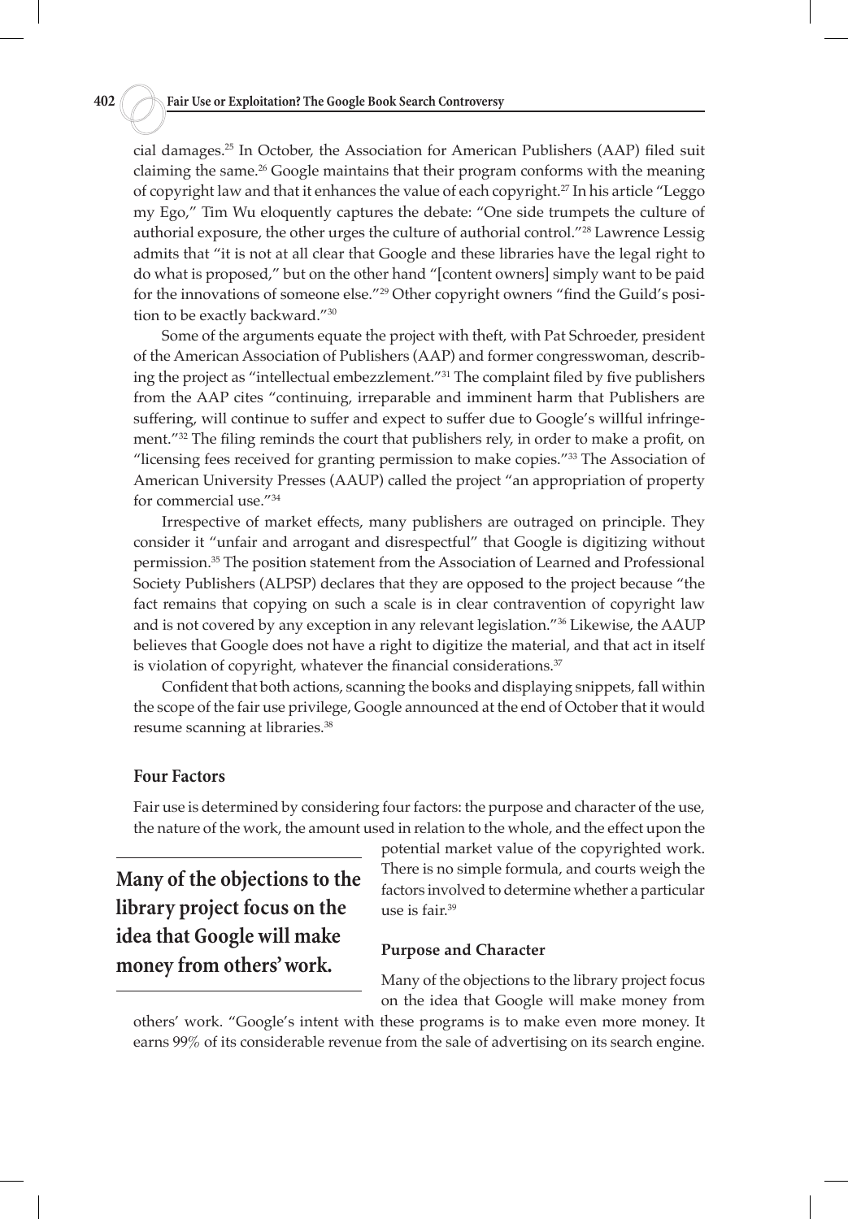cial damages.[25] In October, the Association for American Publishers (AAP) filed suit claiming the same.[26] Google maintains that their program conforms with the meaning of copyright law and that it enhances the value of each copyright.[27] In his article "Leggo my Ego," Tim Wu eloquently captures the debate: "One side trumpets the culture of authorial exposure, the other urges the culture of authorial control."[28] Lawrence Lessig admits that "it is not at all clear that Google and these libraries have the legal right to do what is proposed," but on the other hand "[content owners] simply want to be paid for the innovations of someone else."[29] Other copyright owners "find the Guild's position to be exactly backward."[30]

Some of the arguments equate the project with theft, with Pat Schroeder, president of the American Association of Publishers (AAP) and former congresswoman, describing the project as "intellectual embezzlement."[31] The complaint filed by five publishers from the AAP cites "continuing, irreparable and imminent harm that Publishers are suffering, will continue to suffer and expect to suffer due to Google's willful infringement."[32] The filing reminds the court that publishers rely, in order to make a profit, on "licensing fees received for granting permission to make copies."[33] The Association of American University Presses (AAUP) called the project "an appropriation of property for commercial use."[34]

Irrespective of market effects, many publishers are outraged on principle. They consider it "unfair and arrogant and disrespectful" that Google is digitizing without permission.[35] The position statement from the Association of Learned and Professional Society Publishers (ALPSP) declares that they are opposed to the project because "the fact remains that copying on such a scale is in clear contravention of copyright law and is not covered by any exception in any relevant legislation."[36] Likewise, the AAUP believes that Google does not have a right to digitize the material, and that act in itself is violation of copyright, whatever the financial considerations.[37]

Confident that both actions, scanning the books and displaying snippets, fall within the scope of the fair use privilege, Google announced at the end of October that it would resume scanning at libraries.[38]

### Four Factors

Fair use is determined by considering four factors: the purpose and character of the use, the nature of the work, the amount used in relation to the whole, and the effect upon the potential market value of the copyrighted work. There is no simple formula, and courts weigh the factors involved to determine whether a particular use is fair.[39]

**Many of the objections to the library project focus on the idea that Google will make money from others' work.**

#### Purpose and Character

Many of the objections to the library project focus on the idea that Google will make money from others' work. "Google's intent with these programs is to make even more money. It earns 99% of its considerable revenue from the sale of advertising on its search engine.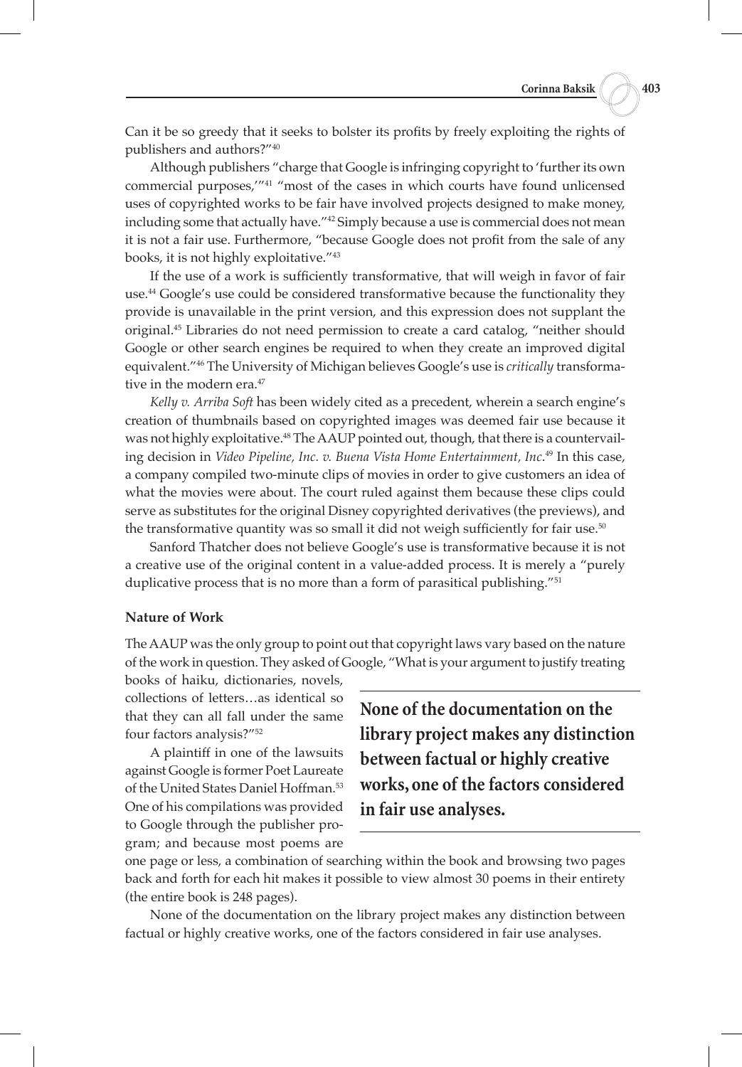Can it be so greedy that it seeks to bolster its profits by freely exploiting the rights of publishers and authors?"[40]

Although publishers "charge that Google is infringing copyright to 'further its own commercial purposes,'"[41] "most of the cases in which courts have found unlicensed uses of copyrighted works to be fair have involved projects designed to make money, including some that actually have."[42] Simply because a use is commercial does not mean it is not a fair use. Furthermore, "because Google does not profit from the sale of any books, it is not highly exploitative."[43]

If the use of a work is sufficiently transformative, that will weigh in favor of fair use.[44] Google's use could be considered transformative because the functionality they provide is unavailable in the print version, and this expression does not supplant the original.[45] Libraries do not need permission to create a card catalog, "neither should Google or other search engines be required to when they create an improved digital equivalent."[46] The University of Michigan believes Google's use is *critically* transformative in the modern era.[47]

*Kelly v. Arriba Soft* has been widely cited as a precedent, wherein a search engine's creation of thumbnails based on copyrighted images was deemed fair use because it was not highly exploitative.[48] The AAUP pointed out, though, that there is a countervailing decision in *Video Pipeline, Inc. v. Buena Vista Home Entertainment, Inc*.[49] In this case, a company compiled two-minute clips of movies in order to give customers an idea of what the movies were about. The court ruled against them because these clips could serve as substitutes for the original Disney copyrighted derivatives (the previews), and the transformative quantity was so small it did not weigh sufficiently for fair use.[50]

Sanford Thatcher does not believe Google's use is transformative because it is not a creative use of the original content in a value-added process. It is merely a "purely duplicative process that is no more than a form of parasitical publishing."[51]

**Nature of Work**

The AAUP was the only group to point out that copyright laws vary based on the nature of the work in question. They asked of Google, "What is your argument to justify treating books of haiku, dictionaries, novels, collections of letters…as identical so that they can all fall under the same four factors analysis?"[52]

**None of the documentation on the library project makes any distinction between factual or highly creative works, one of the factors considered in fair use analyses.**

A plaintiff in one of the lawsuits against Google is former Poet Laureate of the United States Daniel Hoffman.[53] One of his compilations was provided to Google through the publisher program; and because most poems are one page or less, a combination of searching within the book and browsing two pages back and forth for each hit makes it possible to view almost 30 poems in their entirety (the entire book is 248 pages).

None of the documentation on the library project makes any distinction between factual or highly creative works, one of the factors considered in fair use analyses.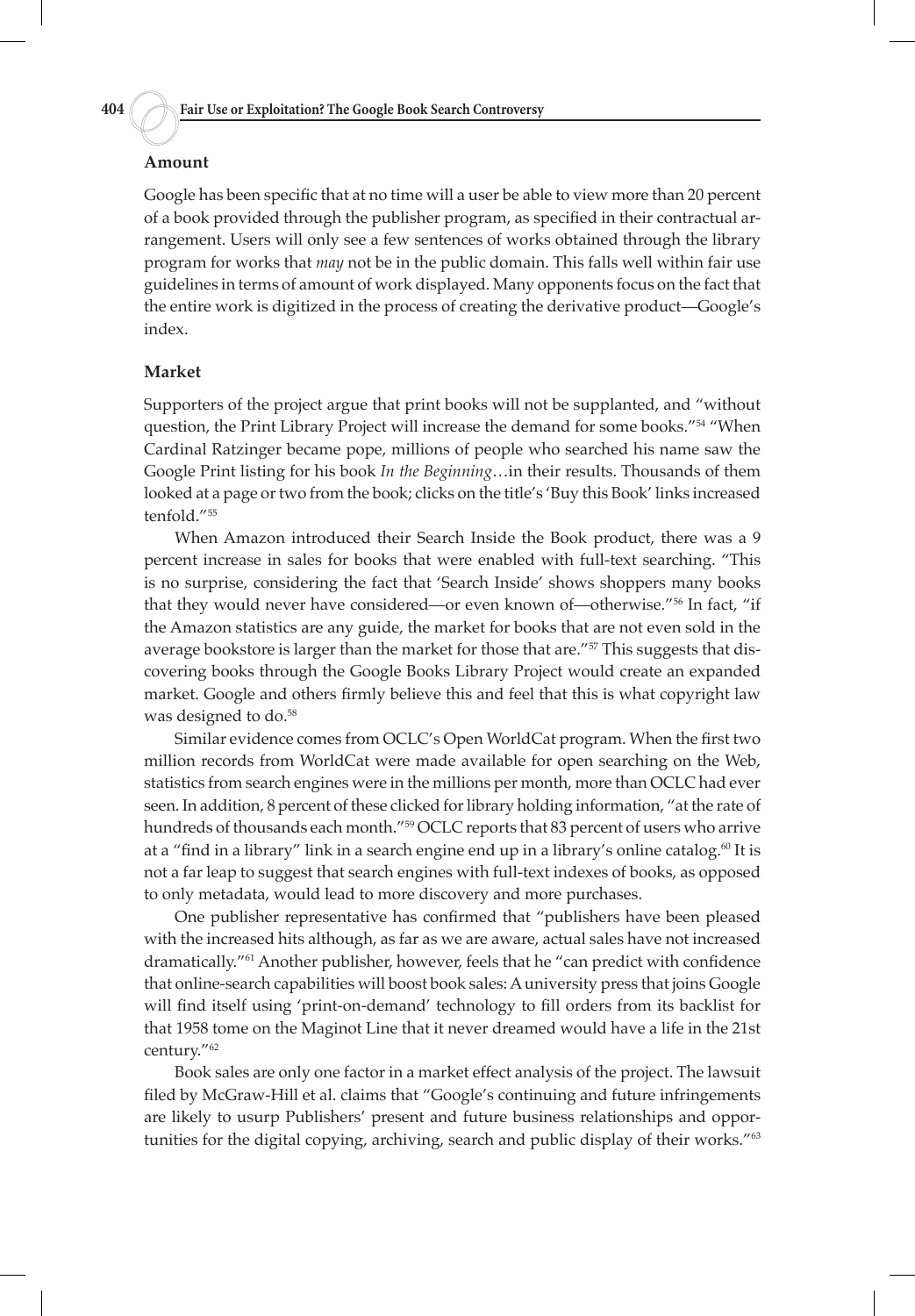### Amount

Google has been specific that at no time will a user be able to view more than 20 percent of a book provided through the publisher program, as specified in their contractual arrangement. Users will only see a few sentences of works obtained through the library program for works that *may* not be in the public domain. This falls well within fair use guidelines in terms of amount of work displayed. Many opponents focus on the fact that the entire work is digitized in the process of creating the derivative product—Google's index.

### Market

Supporters of the project argue that print books will not be supplanted, and "without question, the Print Library Project will increase the demand for some books."[54] "When Cardinal Ratzinger became pope, millions of people who searched his name saw the Google Print listing for his book *In the Beginning*…in their results. Thousands of them looked at a page or two from the book; clicks on the title's 'Buy this Book' links increased tenfold."[55]

When Amazon introduced their Search Inside the Book product, there was a 9 percent increase in sales for books that were enabled with full-text searching. "This is no surprise, considering the fact that 'Search Inside' shows shoppers many books that they would never have considered—or even known of—otherwise."[56] In fact, "if the Amazon statistics are any guide, the market for books that are not even sold in the average bookstore is larger than the market for those that are."[57] This suggests that discovering books through the Google Books Library Project would create an expanded market. Google and others firmly believe this and feel that this is what copyright law was designed to do.[58]

Similar evidence comes from OCLC's Open WorldCat program. When the first two million records from WorldCat were made available for open searching on the Web, statistics from search engines were in the millions per month, more than OCLC had ever seen. In addition, 8 percent of these clicked for library holding information, "at the rate of hundreds of thousands each month."[59] OCLC reports that 83 percent of users who arrive at a "find in a library" link in a search engine end up in a library's online catalog.[60] It is not a far leap to suggest that search engines with full-text indexes of books, as opposed to only metadata, would lead to more discovery and more purchases.

One publisher representative has confirmed that "publishers have been pleased with the increased hits although, as far as we are aware, actual sales have not increased dramatically."[61] Another publisher, however, feels that he "can predict with confidence that online-search capabilities will boost book sales: A university press that joins Google will find itself using 'print-on-demand' technology to fill orders from its backlist for that 1958 tome on the Maginot Line that it never dreamed would have a life in the 21st century."[62]

Book sales are only one factor in a market effect analysis of the project. The lawsuit filed by McGraw-Hill et al. claims that "Google's continuing and future infringements are likely to usurp Publishers' present and future business relationships and opportunities for the digital copying, archiving, search and public display of their works."[63]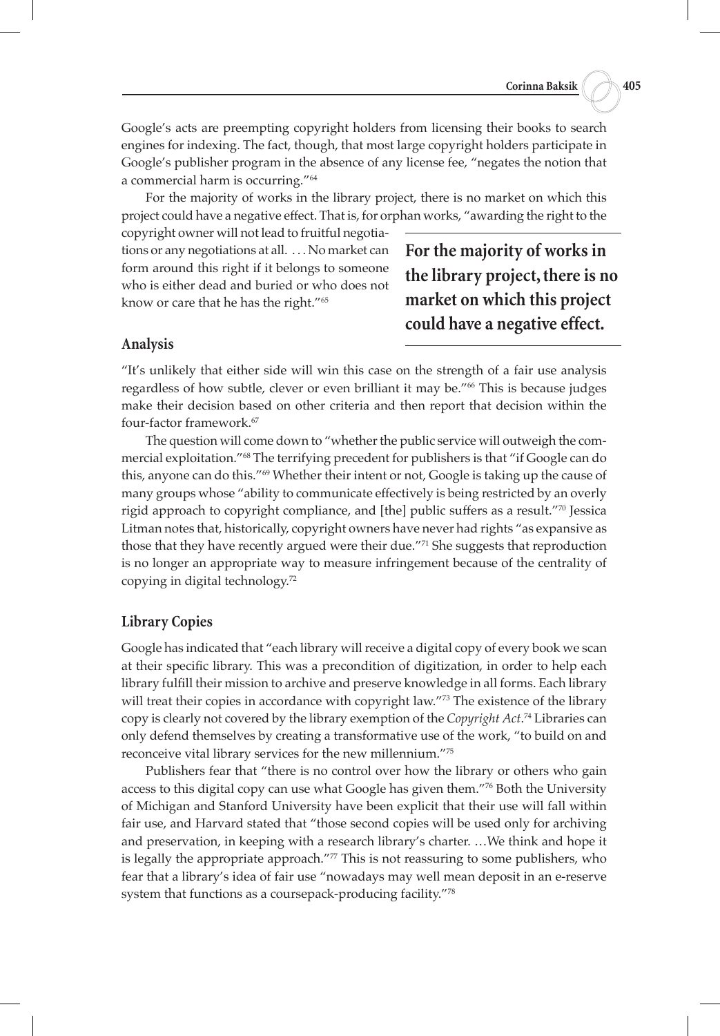Google's acts are preempting copyright holders from licensing their books to search engines for indexing. The fact, though, that most large copyright holders participate in Google's publisher program in the absence of any license fee, "negates the notion that a commercial harm is occurring."[64]

For the majority of works in the library project, there is no market on which this project could have a negative effect. That is, for orphan works, "awarding the right to the copyright owner will not lead to fruitful negotiations or any negotiations at all. . . . No market can form around this right if it belongs to someone who is either dead and buried or who does not know or care that he has the right."[65]

**For the majority of works in the library project, there is no market on which this project could have a negative effect.**

## Analysis

"It's unlikely that either side will win this case on the strength of a fair use analysis regardless of how subtle, clever or even brilliant it may be."[66] This is because judges make their decision based on other criteria and then report that decision within the four-factor framework.[67]

The question will come down to "whether the public service will outweigh the commercial exploitation."[68] The terrifying precedent for publishers is that "if Google can do this, anyone can do this."[69] Whether their intent or not, Google is taking up the cause of many groups whose "ability to communicate effectively is being restricted by an overly rigid approach to copyright compliance, and [the] public suffers as a result."[70] Jessica Litman notes that, historically, copyright owners have never had rights "as expansive as those that they have recently argued were their due."[71] She suggests that reproduction is no longer an appropriate way to measure infringement because of the centrality of copying in digital technology.[72]

## Library Copies

Google has indicated that "each library will receive a digital copy of every book we scan at their specific library. This was a precondition of digitization, in order to help each library fulfill their mission to archive and preserve knowledge in all forms. Each library will treat their copies in accordance with copyright law."[73] The existence of the library copy is clearly not covered by the library exemption of the *Copyright Act*.[74] Libraries can only defend themselves by creating a transformative use of the work, "to build on and reconceive vital library services for the new millennium."[75]

Publishers fear that "there is no control over how the library or others who gain access to this digital copy can use what Google has given them."[76] Both the University of Michigan and Stanford University have been explicit that their use will fall within fair use, and Harvard stated that "those second copies will be used only for archiving and preservation, in keeping with a research library's charter. …We think and hope it is legally the appropriate approach."[77] This is not reassuring to some publishers, who fear that a library's idea of fair use "nowadays may well mean deposit in an e-reserve system that functions as a coursepack-producing facility."[78]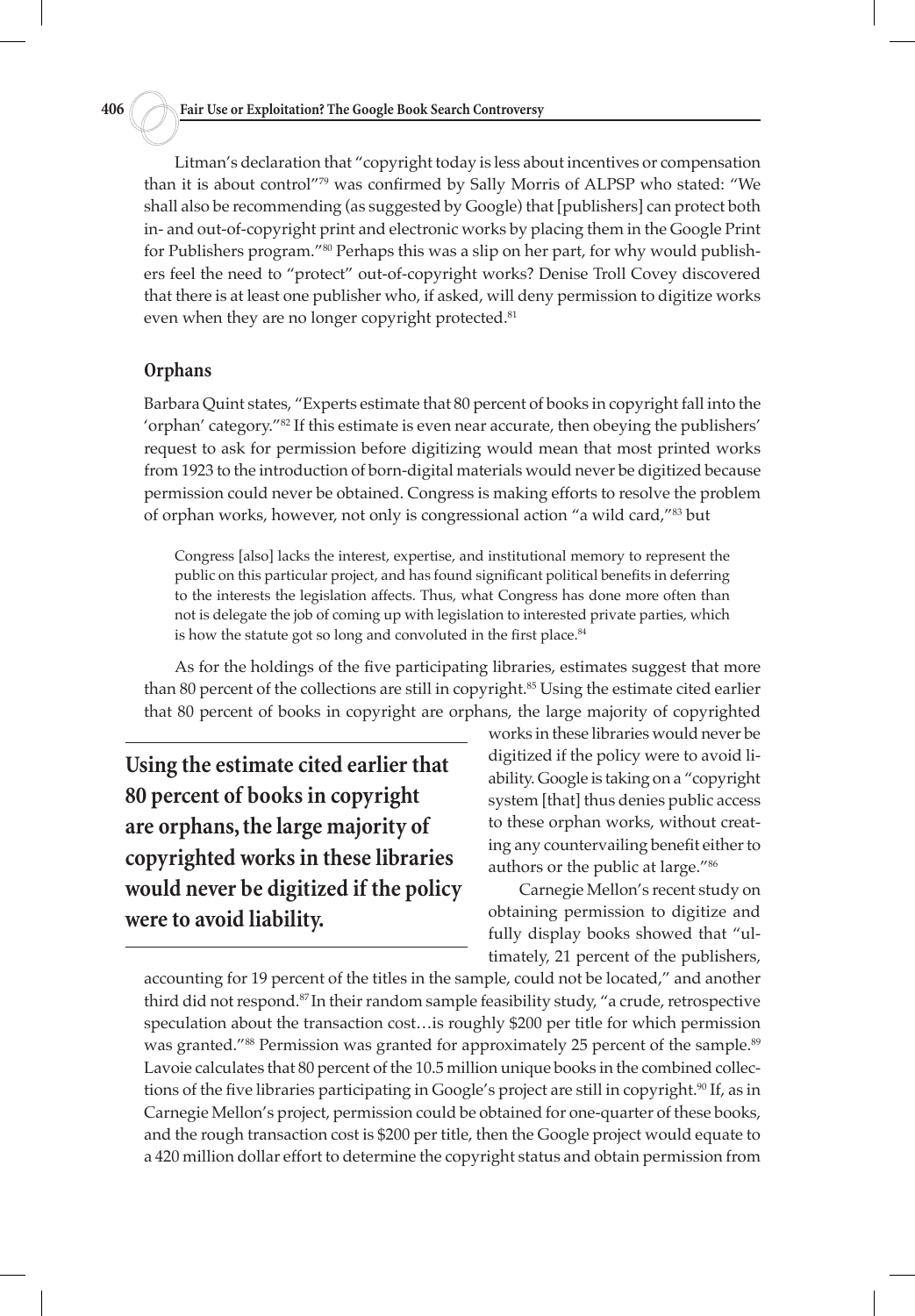Litman's declaration that "copyright today is less about incentives or compensation than it is about control"[79] was confirmed by Sally Morris of ALPSP who stated: "We shall also be recommending (as suggested by Google) that [publishers] can protect both in- and out-of-copyright print and electronic works by placing them in the Google Print for Publishers program."[80] Perhaps this was a slip on her part, for why would publishers feel the need to "protect" out-of-copyright works? Denise Troll Covey discovered that there is at least one publisher who, if asked, will deny permission to digitize works even when they are no longer copyright protected.[81]

## Orphans

Barbara Quint states, "Experts estimate that 80 percent of books in copyright fall into the 'orphan' category."[82] If this estimate is even near accurate, then obeying the publishers' request to ask for permission before digitizing would mean that most printed works from 1923 to the introduction of born-digital materials would never be digitized because permission could never be obtained. Congress is making efforts to resolve the problem of orphan works, however, not only is congressional action "a wild card,"[83] but

> Congress [also] lacks the interest, expertise, and institutional memory to represent the public on this particular project, and has found significant political benefits in deferring to the interests the legislation affects. Thus, what Congress has done more often than not is delegate the job of coming up with legislation to interested private parties, which is how the statute got so long and convoluted in the first place.[84]

As for the holdings of the five participating libraries, estimates suggest that more than 80 percent of the collections are still in copyright.[85] Using the estimate cited earlier that 80 percent of books in copyright are orphans, the large majority of copyrighted works in these libraries would never be digitized if the policy were to avoid liability. Google is taking on a "copyright system [that] thus denies public access to these orphan works, without creating any countervailing benefit either to authors or the public at large."[86]

**Using the estimate cited earlier that 80 percent of books in copyright are orphans, the large majority of copyrighted works in these libraries would never be digitized if the policy were to avoid liability.**

Carnegie Mellon's recent study on obtaining permission to digitize and fully display books showed that "ultimately, 21 percent of the publishers, accounting for 19 percent of the titles in the sample, could not be located," and another third did not respond.[87] In their random sample feasibility study, "a crude, retrospective speculation about the transaction cost…is roughly $200 per title for which permission was granted."[88] Permission was granted for approximately 25 percent of the sample.[89] Lavoie calculates that 80 percent of the 10.5 million unique books in the combined collections of the five libraries participating in Google's project are still in copyright.[90] If, as in Carnegie Mellon's project, permission could be obtained for one-quarter of these books, and the rough transaction cost is $200 per title, then the Google project would equate to a 420 million dollar effort to determine the copyright status and obtain permission from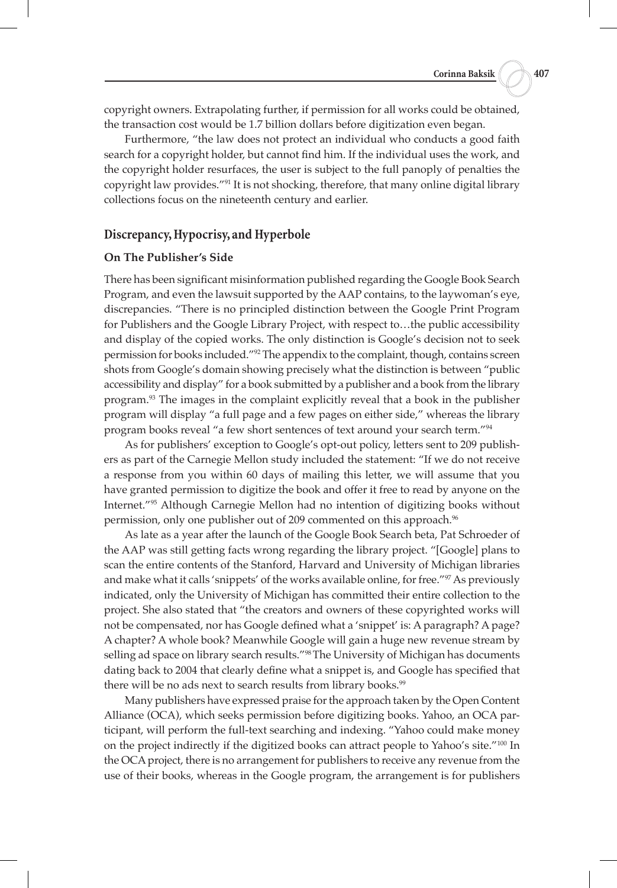copyright owners. Extrapolating further, if permission for all works could be obtained, the transaction cost would be 1.7 billion dollars before digitization even began.

Furthermore, "the law does not protect an individual who conducts a good faith search for a copyright holder, but cannot find him. If the individual uses the work, and the copyright holder resurfaces, the user is subject to the full panoply of penalties the copyright law provides."[91] It is not shocking, therefore, that many online digital library collections focus on the nineteenth century and earlier.

## Discrepancy, Hypocrisy, and Hyperbole

### On The Publisher's Side

There has been significant misinformation published regarding the Google Book Search Program, and even the lawsuit supported by the AAP contains, to the laywoman's eye, discrepancies. "There is no principled distinction between the Google Print Program for Publishers and the Google Library Project, with respect to…the public accessibility and display of the copied works. The only distinction is Google's decision not to seek permission for books included."[92] The appendix to the complaint, though, contains screen shots from Google's domain showing precisely what the distinction is between "public accessibility and display" for a book submitted by a publisher and a book from the library program.[93] The images in the complaint explicitly reveal that a book in the publisher program will display "a full page and a few pages on either side," whereas the library program books reveal "a few short sentences of text around your search term."[94]

As for publishers' exception to Google's opt-out policy, letters sent to 209 publishers as part of the Carnegie Mellon study included the statement: "If we do not receive a response from you within 60 days of mailing this letter, we will assume that you have granted permission to digitize the book and offer it free to read by anyone on the Internet."[95] Although Carnegie Mellon had no intention of digitizing books without permission, only one publisher out of 209 commented on this approach.[96]

As late as a year after the launch of the Google Book Search beta, Pat Schroeder of the AAP was still getting facts wrong regarding the library project. "[Google] plans to scan the entire contents of the Stanford, Harvard and University of Michigan libraries and make what it calls 'snippets' of the works available online, for free."[97] As previously indicated, only the University of Michigan has committed their entire collection to the project. She also stated that "the creators and owners of these copyrighted works will not be compensated, nor has Google defined what a 'snippet' is: A paragraph? A page? A chapter? A whole book? Meanwhile Google will gain a huge new revenue stream by selling ad space on library search results."[98] The University of Michigan has documents dating back to 2004 that clearly define what a snippet is, and Google has specified that there will be no ads next to search results from library books.[99]

Many publishers have expressed praise for the approach taken by the Open Content Alliance (OCA), which seeks permission before digitizing books. Yahoo, an OCA participant, will perform the full-text searching and indexing. "Yahoo could make money on the project indirectly if the digitized books can attract people to Yahoo's site."[100] In the OCA project, there is no arrangement for publishers to receive any revenue from the use of their books, whereas in the Google program, the arrangement is for publishers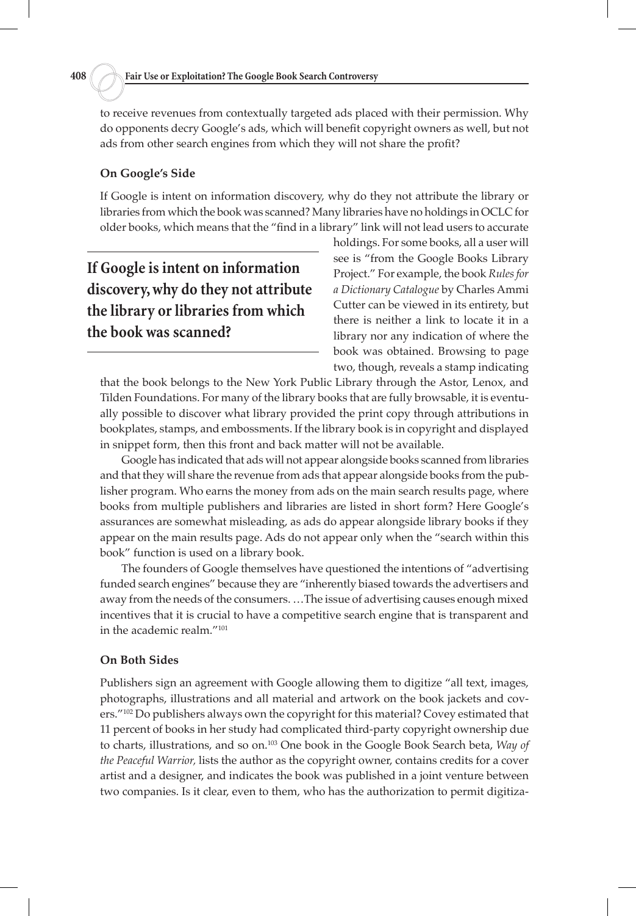to receive revenues from contextually targeted ads placed with their permission. Why do opponents decry Google's ads, which will benefit copyright owners as well, but not ads from other search engines from which they will not share the profit?

### On Google's Side

If Google is intent on information discovery, why do they not attribute the library or libraries from which the book was scanned? Many libraries have no holdings in OCLC for older books, which means that the "find in a library" link will not lead users to accurate holdings. For some books, all a user will see is "from the Google Books Library Project." For example, the book *Rules for a Dictionary Catalogue* by Charles Ammi Cutter can be viewed in its entirety, but there is neither a link to locate it in a library nor any indication of where the book was obtained. Browsing to page two, though, reveals a stamp indicating that the book belongs to the New York Public Library through the Astor, Lenox, and Tilden Foundations. For many of the library books that are fully browsable, it is eventually possible to discover what library provided the print copy through attributions in bookplates, stamps, and embossments. If the library book is in copyright and displayed in snippet form, then this front and back matter will not be available.

> **If Google is intent on information discovery, why do they not attribute the library or libraries from which the book was scanned?**

Google has indicated that ads will not appear alongside books scanned from libraries and that they will share the revenue from ads that appear alongside books from the publisher program. Who earns the money from ads on the main search results page, where books from multiple publishers and libraries are listed in short form? Here Google's assurances are somewhat misleading, as ads do appear alongside library books if they appear on the main results page. Ads do not appear only when the "search within this book" function is used on a library book.

The founders of Google themselves have questioned the intentions of "advertising funded search engines" because they are "inherently biased towards the advertisers and away from the needs of the consumers. …The issue of advertising causes enough mixed incentives that it is crucial to have a competitive search engine that is transparent and in the academic realm."[101]

### On Both Sides

Publishers sign an agreement with Google allowing them to digitize "all text, images, photographs, illustrations and all material and artwork on the book jackets and covers."[102] Do publishers always own the copyright for this material? Covey estimated that 11 percent of books in her study had complicated third-party copyright ownership due to charts, illustrations, and so on.[103] One book in the Google Book Search beta, *Way of the Peaceful Warrior,* lists the author as the copyright owner, contains credits for a cover artist and a designer, and indicates the book was published in a joint venture between two companies. Is it clear, even to them, who has the authorization to permit digitiza-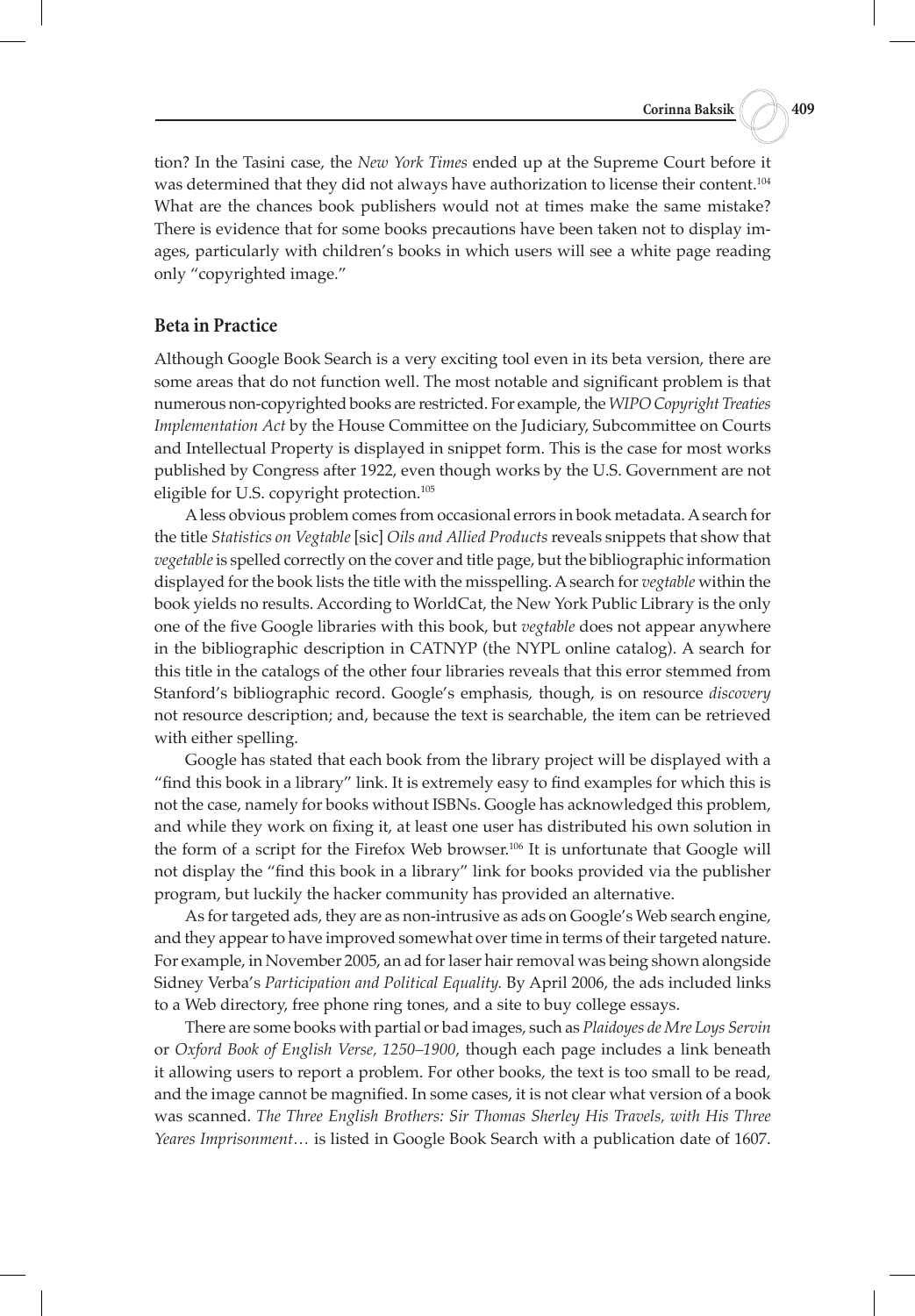tion? In the Tasini case, the *New York Times* ended up at the Supreme Court before it was determined that they did not always have authorization to license their content.[104] What are the chances book publishers would not at times make the same mistake? There is evidence that for some books precautions have been taken not to display images, particularly with children's books in which users will see a white page reading only "copyrighted image."

## Beta in Practice

Although Google Book Search is a very exciting tool even in its beta version, there are some areas that do not function well. The most notable and significant problem is that numerous non-copyrighted books are restricted. For example, the *WIPO Copyright Treaties Implementation Act* by the House Committee on the Judiciary, Subcommittee on Courts and Intellectual Property is displayed in snippet form. This is the case for most works published by Congress after 1922, even though works by the U.S. Government are not eligible for U.S. copyright protection.[105]

A less obvious problem comes from occasional errors in book metadata. A search for the title *Statistics on Vegtable* [sic] *Oils and Allied Products* reveals snippets that show that *vegetable* is spelled correctly on the cover and title page, but the bibliographic information displayed for the book lists the title with the misspelling. A search for *vegtable* within the book yields no results. According to WorldCat, the New York Public Library is the only one of the five Google libraries with this book, but *vegtable* does not appear anywhere in the bibliographic description in CATNYP (the NYPL online catalog). A search for this title in the catalogs of the other four libraries reveals that this error stemmed from Stanford's bibliographic record. Google's emphasis, though, is on resource *discovery* not resource description; and, because the text is searchable, the item can be retrieved with either spelling.

Google has stated that each book from the library project will be displayed with a "find this book in a library" link. It is extremely easy to find examples for which this is not the case, namely for books without ISBNs. Google has acknowledged this problem, and while they work on fixing it, at least one user has distributed his own solution in the form of a script for the Firefox Web browser.[106] It is unfortunate that Google will not display the "find this book in a library" link for books provided via the publisher program, but luckily the hacker community has provided an alternative.

As for targeted ads, they are as non-intrusive as ads on Google's Web search engine, and they appear to have improved somewhat over time in terms of their targeted nature. For example, in November 2005, an ad for laser hair removal was being shown alongside Sidney Verba's *Participation and Political Equality.* By April 2006, the ads included links to a Web directory, free phone ring tones, and a site to buy college essays.

There are some books with partial or bad images, such as *Plaidoyes de Mre Loys Servin* or *Oxford Book of English Verse, 1250–1900*, though each page includes a link beneath it allowing users to report a problem. For other books, the text is too small to be read, and the image cannot be magnified. In some cases, it is not clear what version of a book was scanned. *The Three English Brothers: Sir Thomas Sherley His Travels, with His Three Yeares Imprisonment…* is listed in Google Book Search with a publication date of 1607.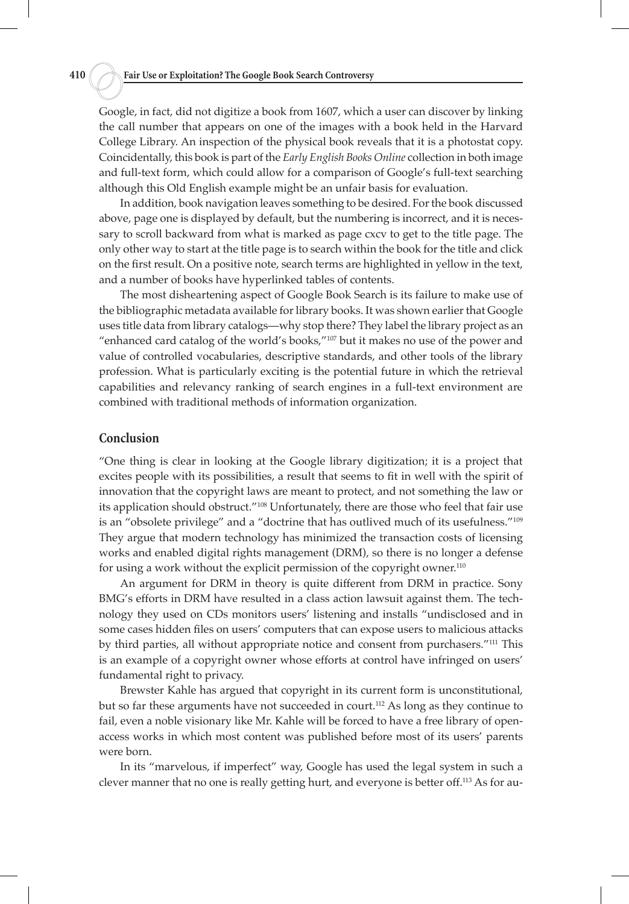Google, in fact, did not digitize a book from 1607, which a user can discover by linking the call number that appears on one of the images with a book held in the Harvard College Library. An inspection of the physical book reveals that it is a photostat copy. Coincidentally, this book is part of the *Early English Books Online* collection in both image and full-text form, which could allow for a comparison of Google's full-text searching although this Old English example might be an unfair basis for evaluation.

In addition, book navigation leaves something to be desired. For the book discussed above, page one is displayed by default, but the numbering is incorrect, and it is necessary to scroll backward from what is marked as page cxcv to get to the title page. The only other way to start at the title page is to search within the book for the title and click on the first result. On a positive note, search terms are highlighted in yellow in the text, and a number of books have hyperlinked tables of contents.

The most disheartening aspect of Google Book Search is its failure to make use of the bibliographic metadata available for library books. It was shown earlier that Google uses title data from library catalogs—why stop there? They label the library project as an "enhanced card catalog of the world's books,"[107] but it makes no use of the power and value of controlled vocabularies, descriptive standards, and other tools of the library profession. What is particularly exciting is the potential future in which the retrieval capabilities and relevancy ranking of search engines in a full-text environment are combined with traditional methods of information organization.

## Conclusion

"One thing is clear in looking at the Google library digitization; it is a project that excites people with its possibilities, a result that seems to fit in well with the spirit of innovation that the copyright laws are meant to protect, and not something the law or its application should obstruct."[108] Unfortunately, there are those who feel that fair use is an "obsolete privilege" and a "doctrine that has outlived much of its usefulness."[109] They argue that modern technology has minimized the transaction costs of licensing works and enabled digital rights management (DRM), so there is no longer a defense for using a work without the explicit permission of the copyright owner.[110]

An argument for DRM in theory is quite different from DRM in practice. Sony BMG's efforts in DRM have resulted in a class action lawsuit against them. The technology they used on CDs monitors users' listening and installs "undisclosed and in some cases hidden files on users' computers that can expose users to malicious attacks by third parties, all without appropriate notice and consent from purchasers."[111] This is an example of a copyright owner whose efforts at control have infringed on users' fundamental right to privacy.

Brewster Kahle has argued that copyright in its current form is unconstitutional, but so far these arguments have not succeeded in court.[112] As long as they continue to fail, even a noble visionary like Mr. Kahle will be forced to have a free library of open-access works in which most content was published before most of its users' parents were born.

In its "marvelous, if imperfect" way, Google has used the legal system in such a clever manner that no one is really getting hurt, and everyone is better off.[113] As for au-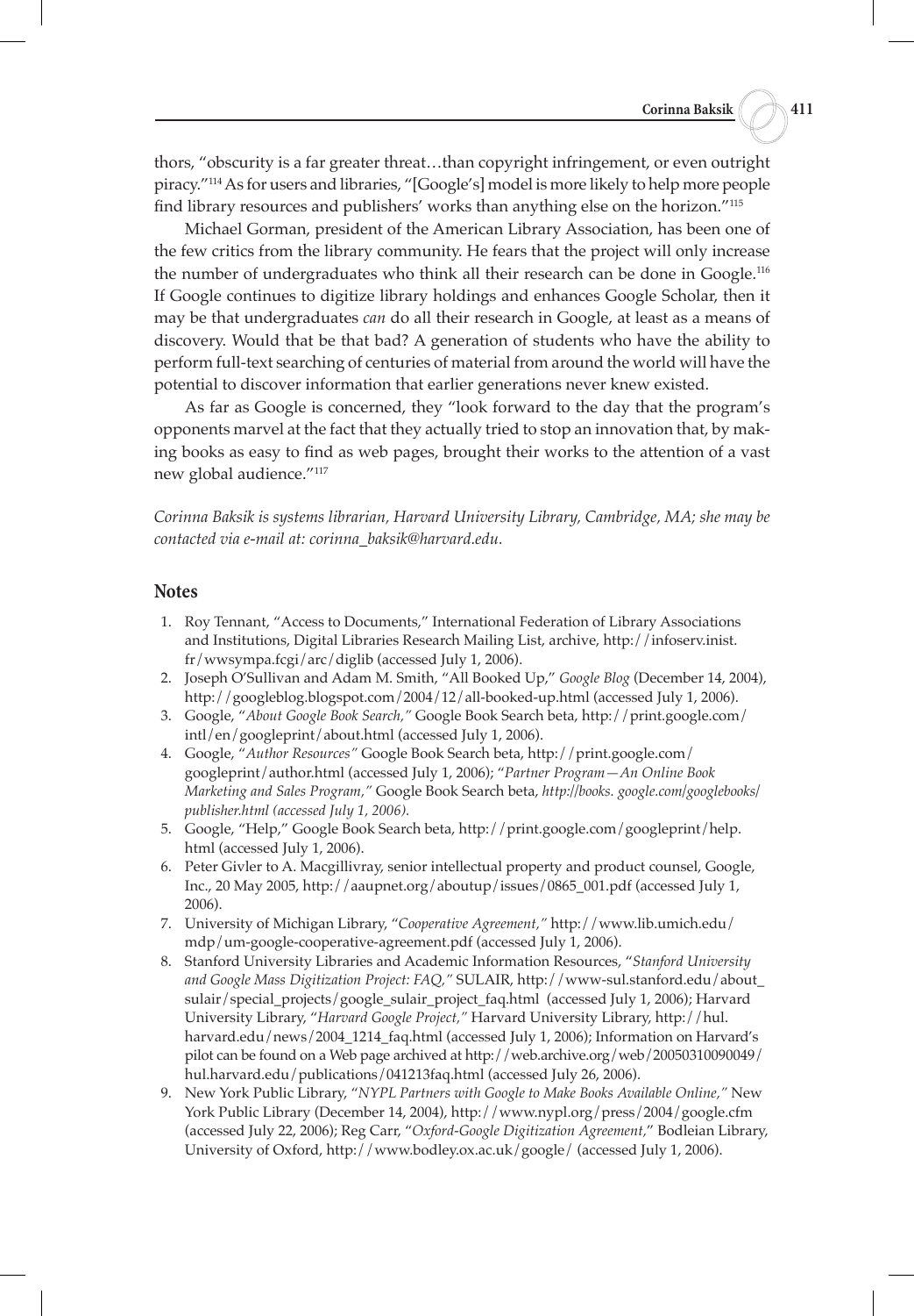thors, "obscurity is a far greater threat…than copyright infringement, or even outright piracy."[114] As for users and libraries, "[Google's] model is more likely to help more people find library resources and publishers' works than anything else on the horizon."[115]

Michael Gorman, president of the American Library Association, has been one of the few critics from the library community. He fears that the project will only increase the number of undergraduates who think all their research can be done in Google.[116] If Google continues to digitize library holdings and enhances Google Scholar, then it may be that undergraduates *can* do all their research in Google, at least as a means of discovery. Would that be that bad? A generation of students who have the ability to perform full-text searching of centuries of material from around the world will have the potential to discover information that earlier generations never knew existed.

As far as Google is concerned, they "look forward to the day that the program's opponents marvel at the fact that they actually tried to stop an innovation that, by making books as easy to find as web pages, brought their works to the attention of a vast new global audience."[117]

*Corinna Baksik is systems librarian, Harvard University Library, Cambridge, MA; she may be contacted via e-mail at: corinna_baksik@harvard.edu.*

## Notes

1. Roy Tennant, "Access to Documents," International Federation of Library Associations and Institutions, Digital Libraries Research Mailing List, archive, http://infoserv.inist.fr/wwsympa.fcgi/arc/diglib (accessed July 1, 2006).
2. Joseph O'Sullivan and Adam M. Smith, "All Booked Up," *Google Blog* (December 14, 2004), http://googleblog.blogspot.com/2004/12/all-booked-up.html (accessed July 1, 2006).
3. Google, "*About Google Book Search,*" Google Book Search beta, http://print.google.com/intl/en/googleprint/about.html (accessed July 1, 2006).
4. Google, "*Author Resources*" Google Book Search beta, http://print.google.com/googleprint/author.html (accessed July 1, 2006); "*Partner Program—An Online Book Marketing and Sales Program,*" Google Book Search beta, *http://books. google.com/googlebooks/publisher.html (accessed July 1, 2006).*
5. Google, "Help," Google Book Search beta, http://print.google.com/googleprint/help.html (accessed July 1, 2006).
6. Peter Givler to A. Macgillivray, senior intellectual property and product counsel, Google, Inc., 20 May 2005, http://aaupnet.org/aboutup/issues/0865_001.pdf (accessed July 1, 2006).
7. University of Michigan Library, "*Cooperative Agreement,*" http://www.lib.umich.edu/mdp/um-google-cooperative-agreement.pdf (accessed July 1, 2006).
8. Stanford University Libraries and Academic Information Resources, "*Stanford University and Google Mass Digitization Project: FAQ,*" SULAIR, http://www-sul.stanford.edu/about_sulair/special_projects/google_sulair_project_faq.html (accessed July 1, 2006); Harvard University Library, "*Harvard Google Project,*" Harvard University Library, http://hul.harvard.edu/news/2004_1214_faq.html (accessed July 1, 2006); Information on Harvard's pilot can be found on a Web page archived at http://web.archive.org/web/20050310090049/hul.harvard.edu/publications/041213faq.html (accessed July 26, 2006).
9. New York Public Library, "*NYPL Partners with Google to Make Books Available Online,*" New York Public Library (December 14, 2004), http://www.nypl.org/press/2004/google.cfm (accessed July 22, 2006); Reg Carr, "*Oxford-Google Digitization Agreement,*" Bodleian Library, University of Oxford, http://www.bodley.ox.ac.uk/google/ (accessed July 1, 2006).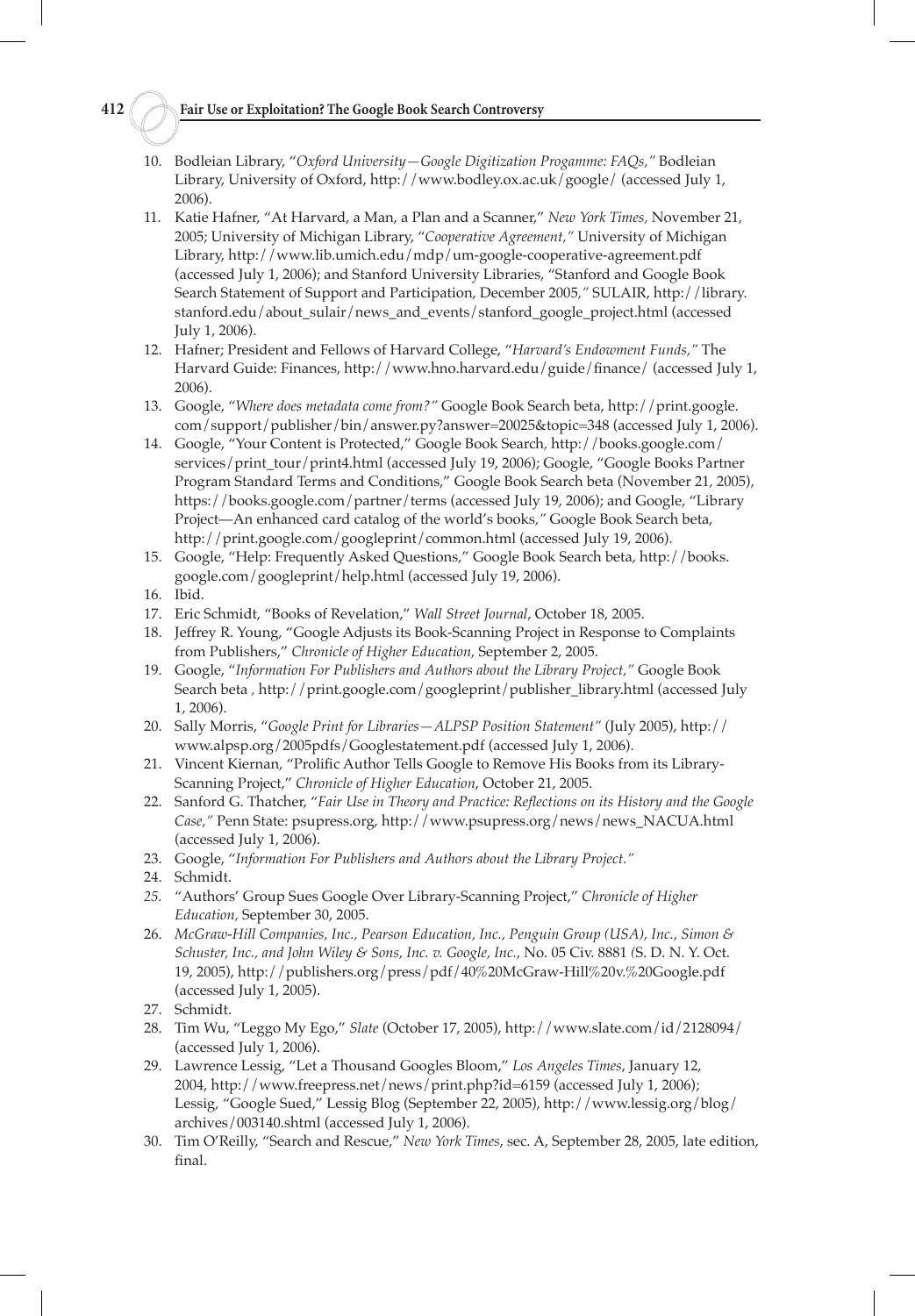10. Bodleian Library, "*Oxford University—Google Digitization Progamme: FAQs,"* Bodleian Library, University of Oxford, http://www.bodley.ox.ac.uk/google/ (accessed July 1, 2006).
11. Katie Hafner, "At Harvard, a Man, a Plan and a Scanner," *New York Times,* November 21, 2005; University of Michigan Library, "*Cooperative Agreement,"* University of Michigan Library, http://www.lib.umich.edu/mdp/um-google-cooperative-agreement.pdf (accessed July 1, 2006); and Stanford University Libraries, "Stanford and Google Book Search Statement of Support and Participation, December 2005*,"* SULAIR, http://library.stanford.edu/about_sulair/news_and_events/stanford_google_project.html (accessed July 1, 2006).
12. Hafner; President and Fellows of Harvard College, "*Harvard's Endowment Funds,"* The Harvard Guide: Finances, http://www.hno.harvard.edu/guide/finance/ (accessed July 1, 2006).
13. Google, "*Where does metadata come from?"* Google Book Search beta, http://print.google.com/support/publisher/bin/answer.py?answer=20025&topic=348 (accessed July 1, 2006).
14. Google, "Your Content is Protected," Google Book Search*,* http://books.google.com/services/print_tour/print4.html (accessed July 19, 2006); Google, "Google Books Partner Program Standard Terms and Conditions," Google Book Search beta (November 21, 2005), https://books.google.com/partner/terms (accessed July 19, 2006); and Google, "Library Project—An enhanced card catalog of the world's books*,"* Google Book Search beta, http://print.google.com/googleprint/common.html (accessed July 19, 2006).
15. Google, "Help: Frequently Asked Questions," Google Book Search beta, http://books.google.com/googleprint/help.html (accessed July 19, 2006).
16. Ibid.
17. Eric Schmidt, "Books of Revelation," *Wall Street Journal*, October 18, 2005.
18. Jeffrey R. Young, "Google Adjusts its Book-Scanning Project in Response to Complaints from Publishers," *Chronicle of Higher Education,* September 2, 2005.
19. Google, "*Information For Publishers and Authors about the Library Project,"* Google Book Search beta , http://print.google.com/googleprint/publisher_library.html (accessed July 1, 2006).
20. Sally Morris, "*Google Print for Libraries—ALPSP Position Statement"* (July 2005), http://www.alpsp.org/2005pdfs/Googlestatement.pdf (accessed July 1, 2006).
21. Vincent Kiernan, "Prolific Author Tells Google to Remove His Books from its Library-Scanning Project," *Chronicle of Higher Education*, October 21, 2005.
22. Sanford G. Thatcher, "*Fair Use in Theory and Practice: Reflections on its History and the Google Case,"* Penn State: psupress.org, http://www.psupress.org/news/news_NACUA.html (accessed July 1, 2006).
23. Google, "*Information For Publishers and Authors about the Library Project."*
24. Schmidt.
25. "Authors' Group Sues Google Over Library-Scanning Project," *Chronicle of Higher Education,* September 30, 2005.
26. *McGraw-Hill Companies, Inc., Pearson Education, Inc., Penguin Group (USA), Inc., Simon & Schuster, Inc., and John Wiley & Sons, Inc. v. Google, Inc.*, No. 05 Civ. 8881 (S. D. N. Y. Oct. 19, 2005), http://publishers.org/press/pdf/40%20McGraw-Hill%20v.%20Google.pdf (accessed July 1, 2005).
27. Schmidt.
28. Tim Wu, "Leggo My Ego," *Slate* (October 17, 2005), http://www.slate.com/id/2128094/ (accessed July 1, 2006).
29. Lawrence Lessig, "Let a Thousand Googles Bloom," *Los Angeles Times*, January 12, 2004, http://www.freepress.net/news/print.php?id=6159 (accessed July 1, 2006); Lessig, "Google Sued," Lessig Blog (September 22, 2005), http://www.lessig.org/blog/archives/003140.shtml (accessed July 1, 2006).
30. Tim O'Reilly, "Search and Rescue," *New York Times*, sec. A, September 28, 2005, late edition, final.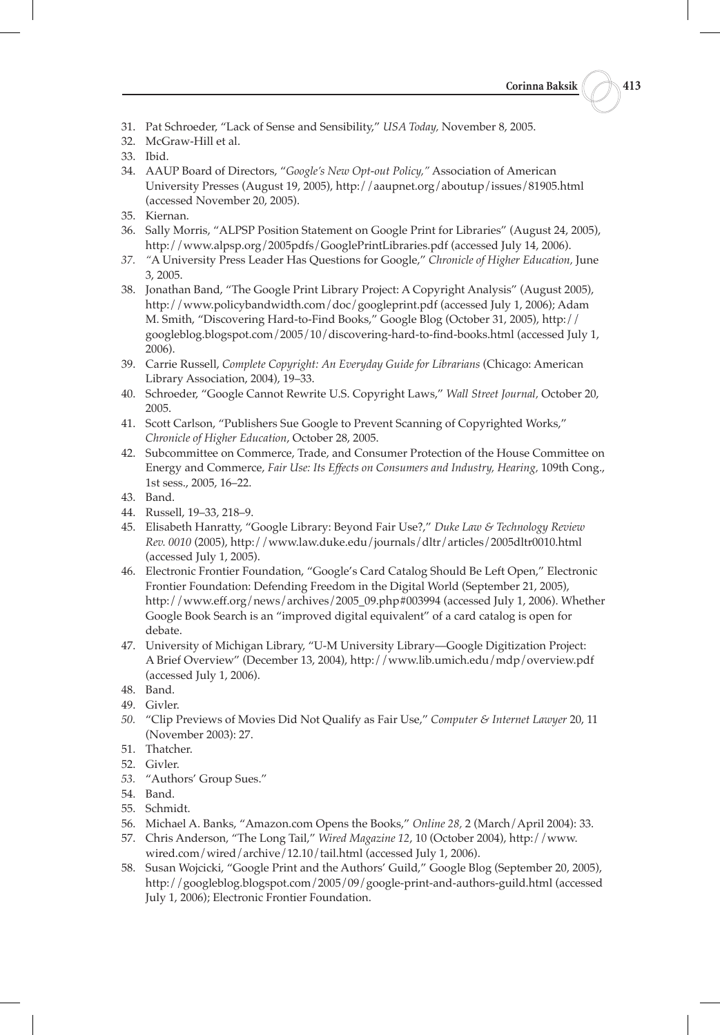31. Pat Schroeder, "Lack of Sense and Sensibility," *USA Today,* November 8, 2005.
32. McGraw-Hill et al.
33. Ibid.
34. AAUP Board of Directors, "*Google's New Opt-out Policy,"* Association of American University Presses (August 19, 2005), http://aaupnet.org/aboutup/issues/81905.html (accessed November 20, 2005).
35. Kiernan.
36. Sally Morris, "ALPSP Position Statement on Google Print for Libraries" (August 24, 2005), http://www.alpsp.org/2005pdfs/GooglePrintLibraries.pdf (accessed July 14, 2006).
37. "A University Press Leader Has Questions for Google," *Chronicle of Higher Education,* June 3, 2005.
38. Jonathan Band, "The Google Print Library Project: A Copyright Analysis" (August 2005), http://www.policybandwidth.com/doc/googleprint.pdf (accessed July 1, 2006); Adam M. Smith, "Discovering Hard-to-Find Books," Google Blog (October 31, 2005), http://googleblog.blogspot.com/2005/10/discovering-hard-to-find-books.html (accessed July 1, 2006).
39. Carrie Russell, *Complete Copyright: An Everyday Guide for Librarians* (Chicago: American Library Association, 2004), 19–33.
40. Schroeder, "Google Cannot Rewrite U.S. Copyright Laws," *Wall Street Journal,* October 20, 2005.
41. Scott Carlson, "Publishers Sue Google to Prevent Scanning of Copyrighted Works," *Chronicle of Higher Education*, October 28, 2005.
42. Subcommittee on Commerce, Trade, and Consumer Protection of the House Committee on Energy and Commerce, *Fair Use: Its Effects on Consumers and Industry, Hearing,* 109th Cong., 1st sess., 2005, 16–22.
43. Band.
44. Russell, 19–33, 218–9.
45. Elisabeth Hanratty, "Google Library: Beyond Fair Use?," *Duke Law & Technology Review Rev. 0010* (2005), http://www.law.duke.edu/journals/dltr/articles/2005dltr0010.html (accessed July 1, 2005).
46. Electronic Frontier Foundation, "Google's Card Catalog Should Be Left Open," Electronic Frontier Foundation: Defending Freedom in the Digital World (September 21, 2005), http://www.eff.org/news/archives/2005_09.php#003994 (accessed July 1, 2006). Whether Google Book Search is an "improved digital equivalent" of a card catalog is open for debate.
47. University of Michigan Library, "U-M University Library—Google Digitization Project: A Brief Overview" (December 13, 2004), http://www.lib.umich.edu/mdp/overview.pdf (accessed July 1, 2006).
48. Band.
49. Givler.
50. "Clip Previews of Movies Did Not Qualify as Fair Use," *Computer & Internet Lawyer* 20, 11 (November 2003): 27.
51. Thatcher.
52. Givler.
53. "Authors' Group Sues."
54. Band.
55. Schmidt.
56. Michael A. Banks, "Amazon.com Opens the Books," *Online 28,* 2 (March/April 2004): 33.
57. Chris Anderson, "The Long Tail," *Wired Magazine 12*, 10 (October 2004), http://www.wired.com/wired/archive/12.10/tail.html (accessed July 1, 2006).
58. Susan Wojcicki, "Google Print and the Authors' Guild," Google Blog (September 20, 2005), http://googleblog.blogspot.com/2005/09/google-print-and-authors-guild.html (accessed July 1, 2006); Electronic Frontier Foundation.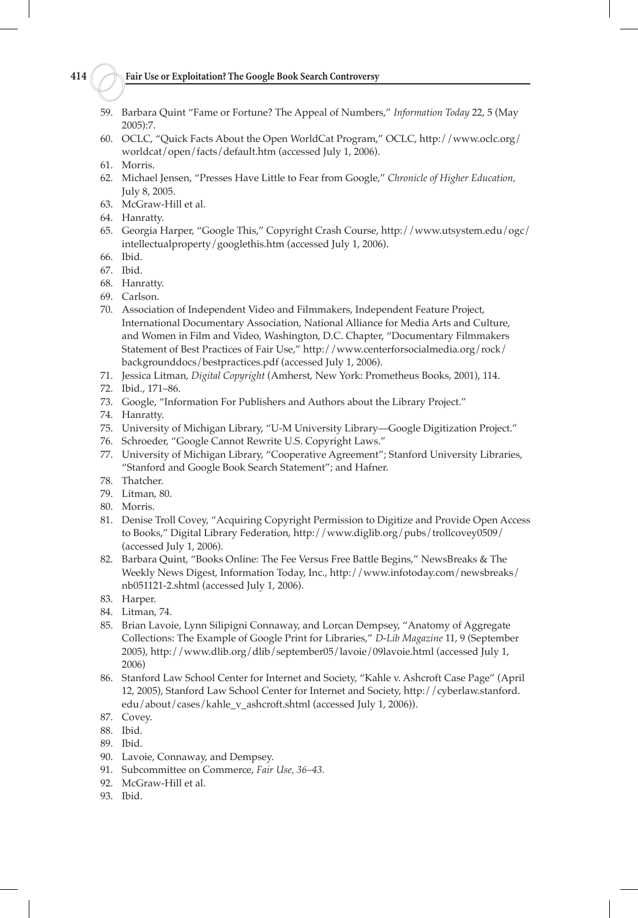59. Barbara Quint "Fame or Fortune? The Appeal of Numbers," *Information Today* 22, 5 (May 2005):7.
60. OCLC, "Quick Facts About the Open WorldCat Program," OCLC, http://www.oclc.org/worldcat/open/facts/default.htm (accessed July 1, 2006).
61. Morris.
62. Michael Jensen, "Presses Have Little to Fear from Google," *Chronicle of Higher Education,* July 8, 2005.
63. McGraw-Hill et al.
64. Hanratty.
65. Georgia Harper, "Google This," Copyright Crash Course, http://www.utsystem.edu/ogc/intellectualproperty/googlethis.htm (accessed July 1, 2006).
66. Ibid.
67. Ibid.
68. Hanratty.
69. Carlson.
70. Association of Independent Video and Filmmakers, Independent Feature Project, International Documentary Association, National Alliance for Media Arts and Culture, and Women in Film and Video, Washington, D.C. Chapter, "Documentary Filmmakers Statement of Best Practices of Fair Use," http://www.centerforsocialmedia.org/rock/backgrounddocs/bestpractices.pdf (accessed July 1, 2006).
71. Jessica Litman, *Digital Copyright* (Amherst, New York: Prometheus Books, 2001), 114.
72. Ibid., 171–86.
73. Google, "Information For Publishers and Authors about the Library Project."
74. Hanratty.
75. University of Michigan Library, "U-M University Library—Google Digitization Project."
76. Schroeder, "Google Cannot Rewrite U.S. Copyright Laws."
77. University of Michigan Library, "Cooperative Agreement"; Stanford University Libraries, "Stanford and Google Book Search Statement"; and Hafner.
78. Thatcher.
79. Litman, 80.
80. Morris.
81. Denise Troll Covey, "Acquiring Copyright Permission to Digitize and Provide Open Access to Books," Digital Library Federation, http://www.diglib.org/pubs/trollcovey0509/ (accessed July 1, 2006).
82. Barbara Quint, "Books Online: The Fee Versus Free Battle Begins," NewsBreaks & The Weekly News Digest, Information Today, Inc., http://www.infotoday.com/newsbreaks/nb051121-2.shtml (accessed July 1, 2006).
83. Harper.
84. Litman, 74.
85. Brian Lavoie, Lynn Silipigni Connaway, and Lorcan Dempsey, "Anatomy of Aggregate Collections: The Example of Google Print for Libraries," *D-Lib Magazine* 11, 9 (September 2005), http://www.dlib.org/dlib/september05/lavoie/09lavoie.html (accessed July 1, 2006)
86. Stanford Law School Center for Internet and Society, "Kahle v. Ashcroft Case Page" (April 12, 2005), Stanford Law School Center for Internet and Society, http://cyberlaw.stanford.edu/about/cases/kahle_v_ashcroft.shtml (accessed July 1, 2006)).
87. Covey.
88. Ibid.
89. Ibid.
90. Lavoie, Connaway, and Dempsey.
91. Subcommittee on Commerce, *Fair Use, 36–43.*
92. McGraw-Hill et al.
93. Ibid.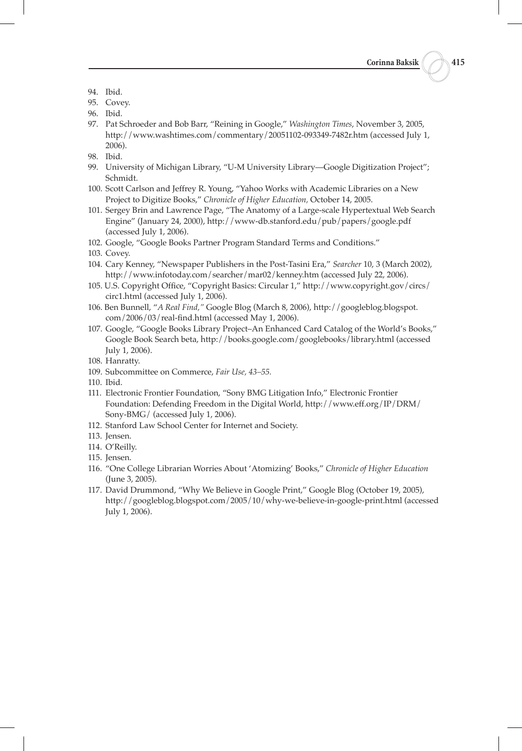94. Ibid.
95. Covey.
96. Ibid.
97. Pat Schroeder and Bob Barr, "Reining in Google," *Washington Times*, November 3, 2005, http://www.washtimes.com/commentary/20051102-093349-7482r.htm (accessed July 1, 2006).
98. Ibid.
99. University of Michigan Library, "U-M University Library—Google Digitization Project"; Schmidt.
100. Scott Carlson and Jeffrey R. Young, "Yahoo Works with Academic Libraries on a New Project to Digitize Books," *Chronicle of Higher Education,* October 14, 2005.
101. Sergey Brin and Lawrence Page, "The Anatomy of a Large-scale Hypertextual Web Search Engine" (January 24, 2000), http://www-db.stanford.edu/pub/papers/google.pdf (accessed July 1, 2006).
102. Google, "Google Books Partner Program Standard Terms and Conditions."
103. Covey.
104. Cary Kenney, "Newspaper Publishers in the Post-Tasini Era," *Searcher* 10, 3 (March 2002), http://www.infotoday.com/searcher/mar02/kenney.htm (accessed July 22, 2006).
105. U.S. Copyright Office, "Copyright Basics: Circular 1," http://www.copyright.gov/circs/circ1.html (accessed July 1, 2006).
106. Ben Bunnell, "*A Real Find,*" Google Blog (March 8, 2006), http://googleblog.blogspot.com/2006/03/real-find.html (accessed May 1, 2006).
107. Google, "Google Books Library Project–An Enhanced Card Catalog of the World's Books," Google Book Search beta, http://books.google.com/googlebooks/library.html (accessed July 1, 2006).
108. Hanratty.
109. Subcommittee on Commerce, *Fair Use, 43–55.*
110. Ibid.
111. Electronic Frontier Foundation, "Sony BMG Litigation Info," Electronic Frontier Foundation: Defending Freedom in the Digital World, http://www.eff.org/IP/DRM/Sony-BMG/ (accessed July 1, 2006).
112. Stanford Law School Center for Internet and Society.
113. Jensen.
114. O'Reilly.
115. Jensen.
116. "One College Librarian Worries About 'Atomizing' Books," *Chronicle of Higher Education* (June 3, 2005).
117. David Drummond, "Why We Believe in Google Print," Google Blog (October 19, 2005), http://googleblog.blogspot.com/2005/10/why-we-believe-in-google-print.html (accessed July 1, 2006).